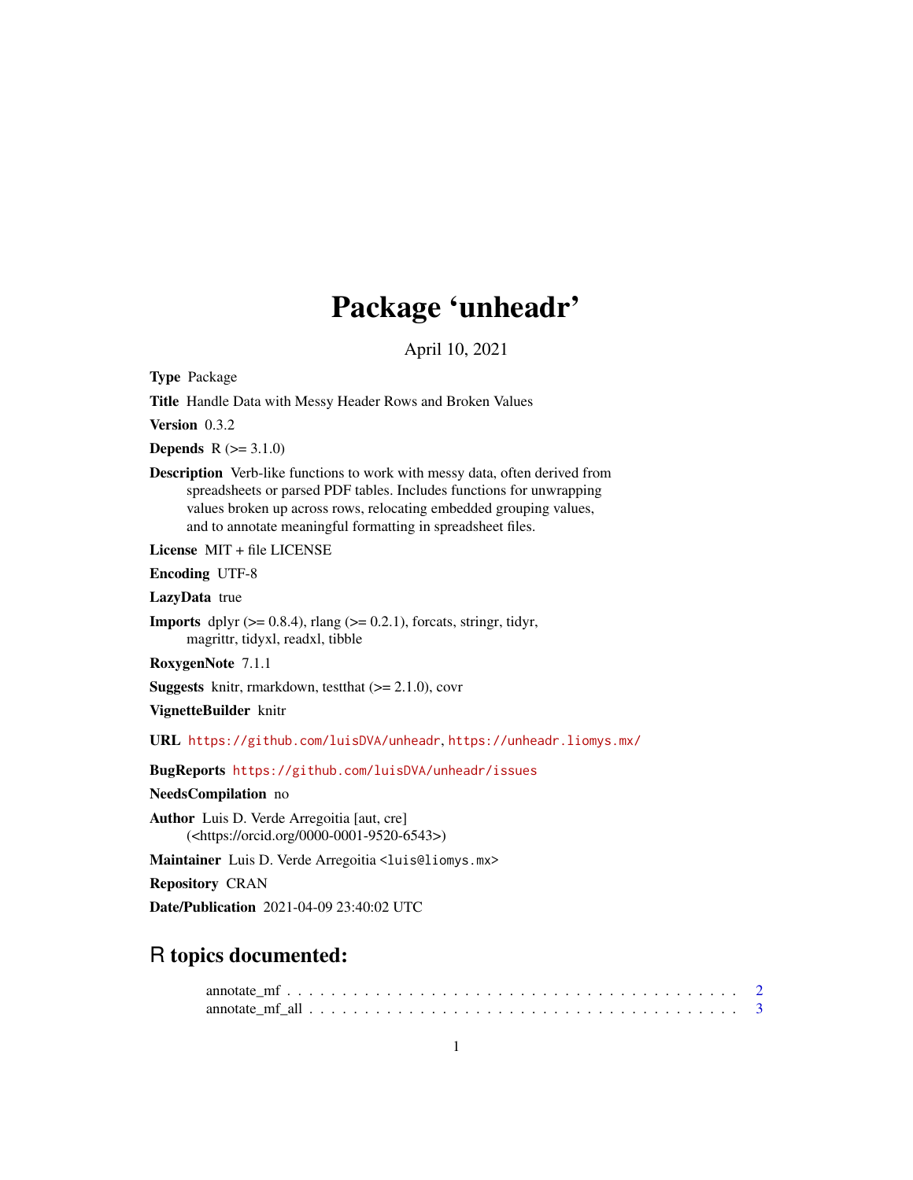# Package 'unheadr'

April 10, 2021

**Type** Package

**Title** Handle Data with Messy Header Rows and Broken Values

**Version** 0.3.2

**Depends** R (>= 3.1.0)

**Description** Verb-like functions to work with messy data, often derived from spreadsheets or parsed PDF tables. Includes functions for unwrapping values broken up across rows, relocating embedded grouping values, and to annotate meaningful formatting in spreadsheet files.

**License** MIT + file LICENSE

**Encoding** UTF-8

**LazyData** true

**Imports** dplyr (>= 0.8.4), rlang (>= 0.2.1), forcats, stringr, tidyr, magrittr, tidyxl, readxl, tibble

**RoxygenNote** 7.1.1

**Suggests** knitr, rmarkdown, testthat (>= 2.1.0), covr

**VignetteBuilder** knitr

**URL** https://github.com/luisDVA/unheadr, https://unheadr.liomys.mx/

**BugReports** https://github.com/luisDVA/unheadr/issues

**NeedsCompilation** no

**Author** Luis D. Verde Arregoitia [aut, cre] (<https://orcid.org/0000-0001-9520-6543>)

**Maintainer** Luis D. Verde Arregoitia <luis@liomys.mx>

**Repository** CRAN

**Date/Publication** 2021-04-09 23:40:02 UTC

## R topics documented:

annotate_mf . . . . . . . . . . . . . . . . . . . . . . . . . . . . . . . . . . . . . . . 2
annotate_mf_all . . . . . . . . . . . . . . . . . . . . . . . . . . . . . . . . . . . . . 3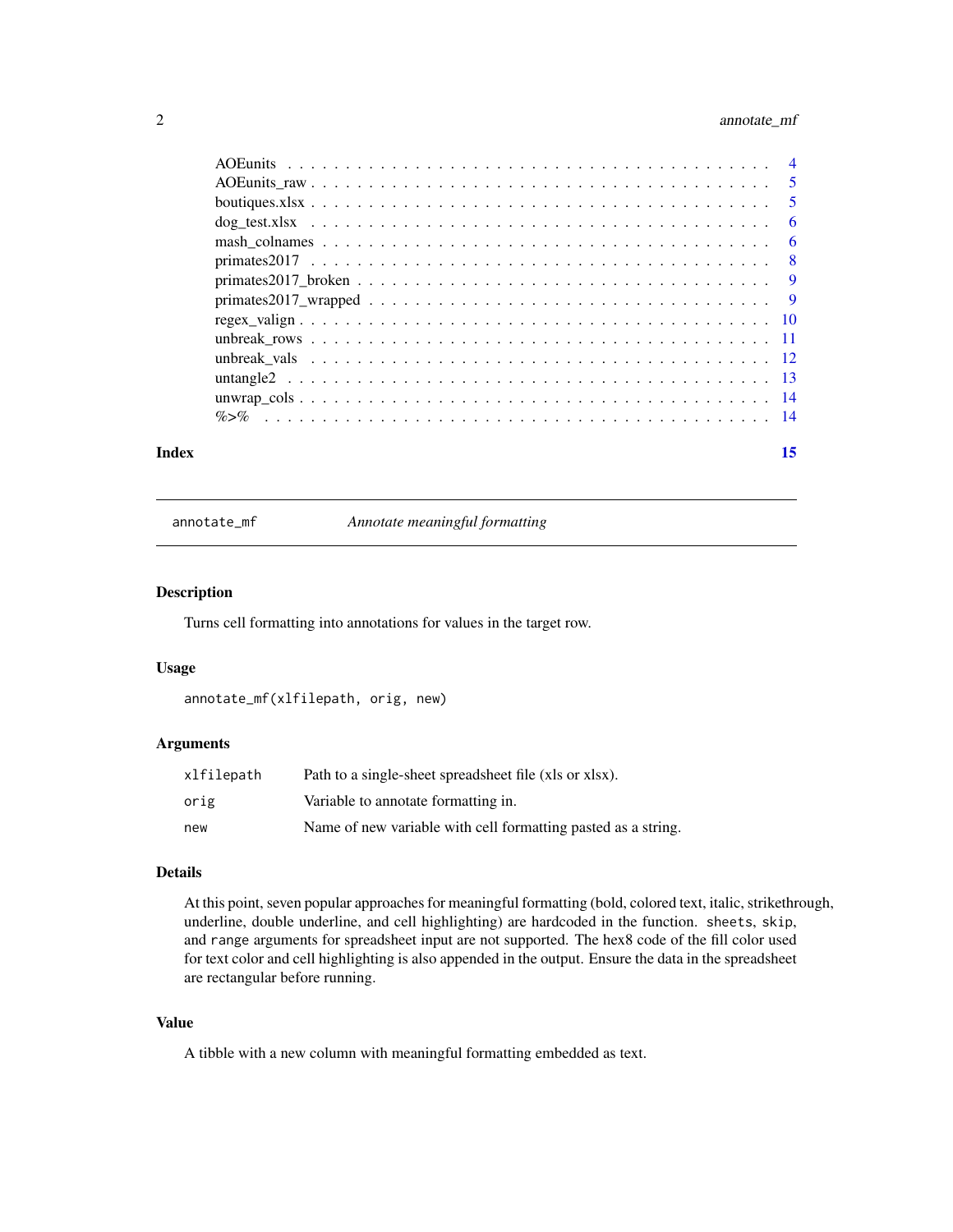| | |
|---|---|
| AOEunits | 4 |
| AOEunits_raw | 5 |
| boutiques.xlsx | 5 |
| dog_test.xlsx | 6 |
| mash_colnames | 6 |
| primates2017 | 8 |
| primates2017_broken | 9 |
| primates2017_wrapped | 9 |
| regex_valign | 10 |
| unbreak_rows | 11 |
| unbreak_vals | 12 |
| untangle2 | 13 |
| unwrap_cols | 14 |
| %>% | 14 |

**Index** **15**

---

`annotate_mf` *Annotate meaningful formatting*

---

## Description

Turns cell formatting into annotations for values in the target row.

## Usage

```
annotate_mf(xlfilepath, orig, new)
```

## Arguments

| | |
|---|---|
| `xlfilepath` | Path to a single-sheet spreadsheet file (xls or xlsx). |
| `orig` | Variable to annotate formatting in. |
| `new` | Name of new variable with cell formatting pasted as a string. |

## Details

At this point, seven popular approaches for meaningful formatting (bold, colored text, italic, strikethrough, underline, double underline, and cell highlighting) are hardcoded in the function. `sheets`, `skip`, and `range` arguments for spreadsheet input are not supported. The hex8 code of the fill color used for text color and cell highlighting is also appended in the output. Ensure the data in the spreadsheet are rectangular before running.

## Value

A tibble with a new column with meaningful formatting embedded as text.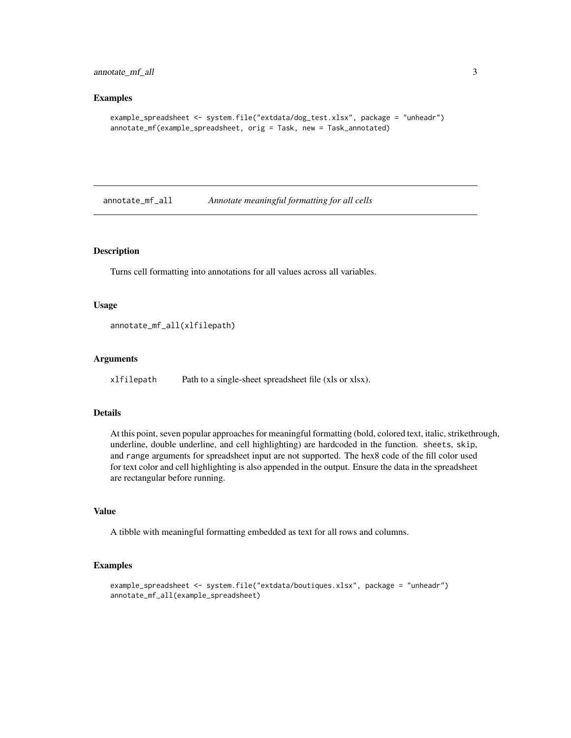### Examples

```
example_spreadsheet <- system.file("extdata/dog_test.xlsx", package = "unheadr")
annotate_mf(example_spreadsheet, orig = Task, new = Task_annotated)
```

---

## annotate_mf_all — *Annotate meaningful formatting for all cells*

---

### Description

Turns cell formatting into annotations for all values across all variables.

### Usage

```
annotate_mf_all(xlfilepath)
```

### Arguments

| | |
|---|---|
| xlfilepath | Path to a single-sheet spreadsheet file (xls or xlsx). |

### Details

At this point, seven popular approaches for meaningful formatting (bold, colored text, italic, strikethrough, underline, double underline, and cell highlighting) are hardcoded in the function. `sheets`, `skip`, and `range` arguments for spreadsheet input are not supported. The hex8 code of the fill color used for text color and cell highlighting is also appended in the output. Ensure the data in the spreadsheet are rectangular before running.

### Value

A tibble with meaningful formatting embedded as text for all rows and columns.

### Examples

```
example_spreadsheet <- system.file("extdata/boutiques.xlsx", package = "unheadr")
annotate_mf_all(example_spreadsheet)
```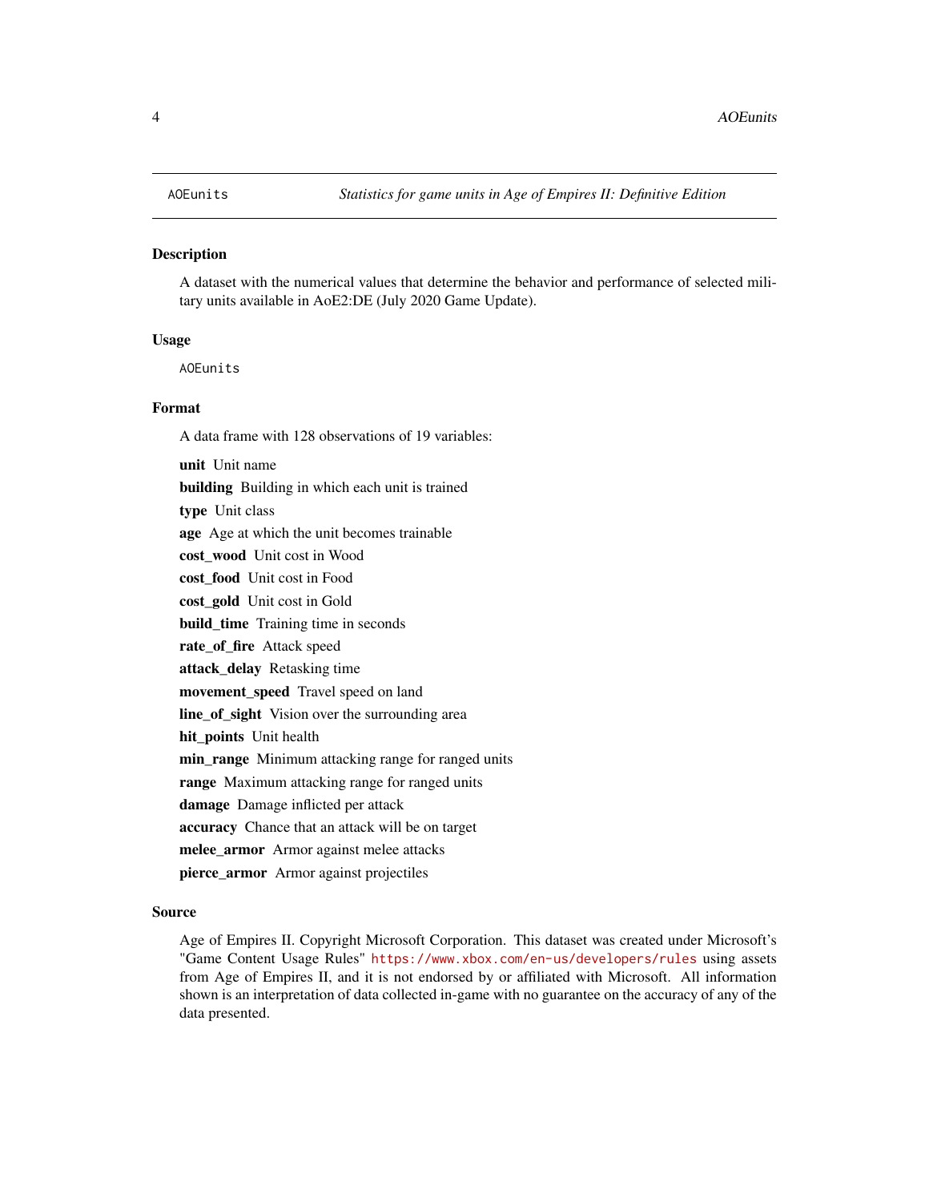`AOEunits` *Statistics for game units in Age of Empires II: Definitive Edition*

## Description

A dataset with the numerical values that determine the behavior and performance of selected military units available in AoE2:DE (July 2020 Game Update).

## Usage

```
AOEunits
```

## Format

A data frame with 128 observations of 19 variables:

**unit** Unit name

**building** Building in which each unit is trained

**type** Unit class

**age** Age at which the unit becomes trainable

**cost_wood** Unit cost in Wood

**cost_food** Unit cost in Food

**cost_gold** Unit cost in Gold

**build_time** Training time in seconds

**rate_of_fire** Attack speed

**attack_delay** Retasking time

**movement_speed** Travel speed on land

**line_of_sight** Vision over the surrounding area

**hit_points** Unit health

**min_range** Minimum attacking range for ranged units

**range** Maximum attacking range for ranged units

**damage** Damage inflicted per attack

**accuracy** Chance that an attack will be on target

**melee_armor** Armor against melee attacks

**pierce_armor** Armor against projectiles

## Source

Age of Empires II. Copyright Microsoft Corporation. This dataset was created under Microsoft's "Game Content Usage Rules" https://www.xbox.com/en-us/developers/rules using assets from Age of Empires II, and it is not endorsed by or affiliated with Microsoft. All information shown is an interpretation of data collected in-game with no guarantee on the accuracy of any of the data presented.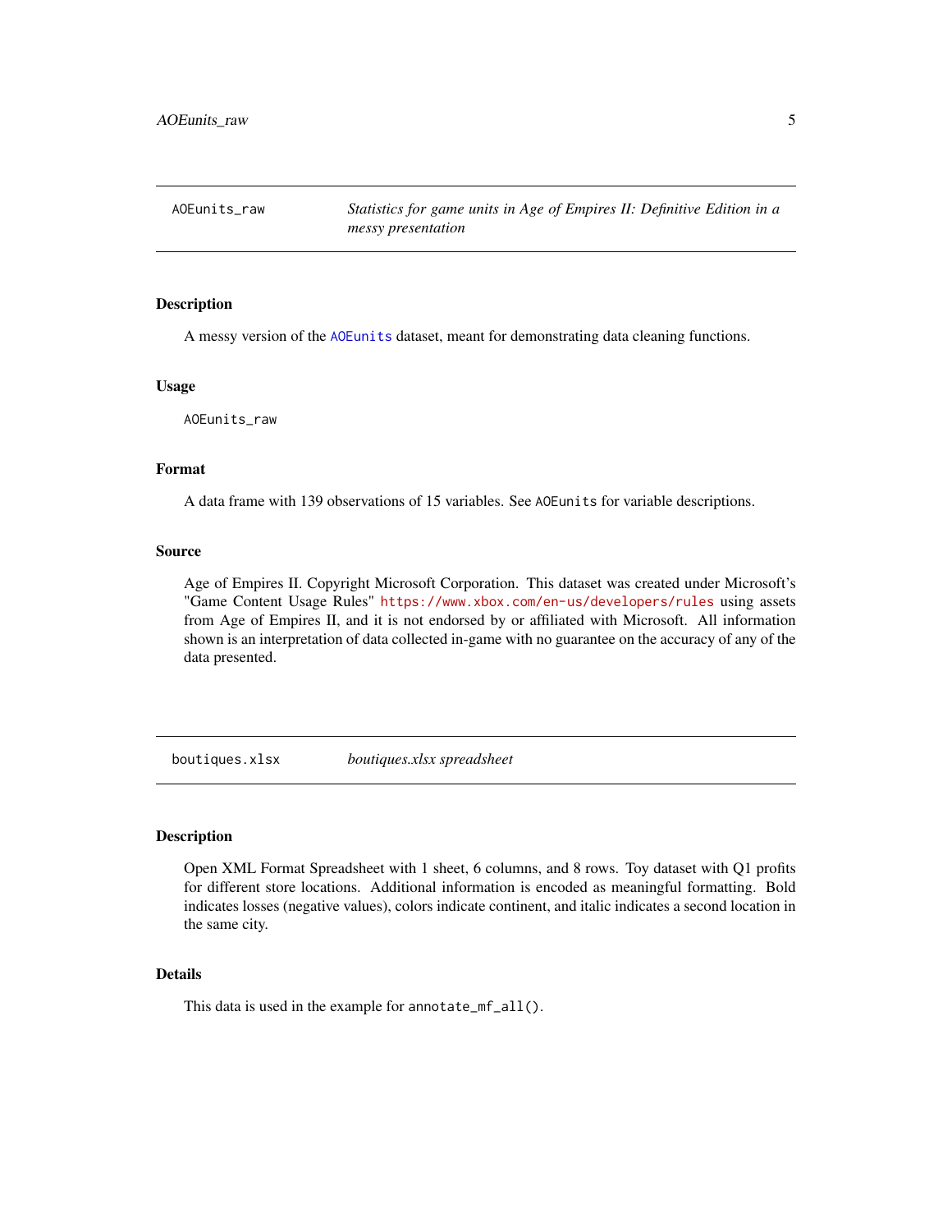## AOEunits_raw

*Statistics for game units in Age of Empires II: Definitive Edition in a messy presentation*

### Description

A messy version of the `AOEunits` dataset, meant for demonstrating data cleaning functions.

### Usage

```
AOEunits_raw
```

### Format

A data frame with 139 observations of 15 variables. See `AOEunits` for variable descriptions.

### Source

Age of Empires II. Copyright Microsoft Corporation. This dataset was created under Microsoft's "Game Content Usage Rules" https://www.xbox.com/en-us/developers/rules using assets from Age of Empires II, and it is not endorsed by or affiliated with Microsoft. All information shown is an interpretation of data collected in-game with no guarantee on the accuracy of any of the data presented.

## boutiques.xlsx

*boutiques.xlsx spreadsheet*

### Description

Open XML Format Spreadsheet with 1 sheet, 6 columns, and 8 rows. Toy dataset with Q1 profits for different store locations. Additional information is encoded as meaningful formatting. Bold indicates losses (negative values), colors indicate continent, and italic indicates a second location in the same city.

### Details

This data is used in the example for `annotate_mf_all()`.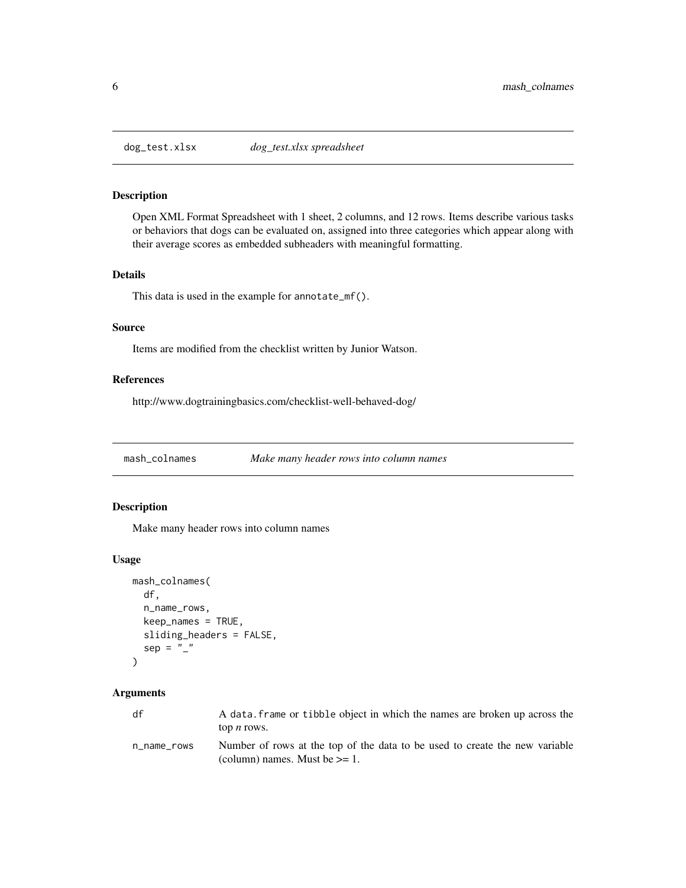## dog_test.xlsx — *dog_test.xlsx spreadsheet*

### Description

Open XML Format Spreadsheet with 1 sheet, 2 columns, and 12 rows. Items describe various tasks or behaviors that dogs can be evaluated on, assigned into three categories which appear along with their average scores as embedded subheaders with meaningful formatting.

### Details

This data is used in the example for `annotate_mf()`.

### Source

Items are modified from the checklist written by Junior Watson.

### References

http://www.dogtrainingbasics.com/checklist-well-behaved-dog/

## mash_colnames — *Make many header rows into column names*

### Description

Make many header rows into column names

### Usage

```
mash_colnames(
  df,
  n_name_rows,
  keep_names = TRUE,
  sliding_headers = FALSE,
  sep = "_"
)
```

### Arguments

| | |
|---|---|
| df | A `data.frame` or `tibble` object in which the names are broken up across the top *n* rows. |
| n_name_rows | Number of rows at the top of the data to be used to create the new variable (column) names. Must be >= 1. |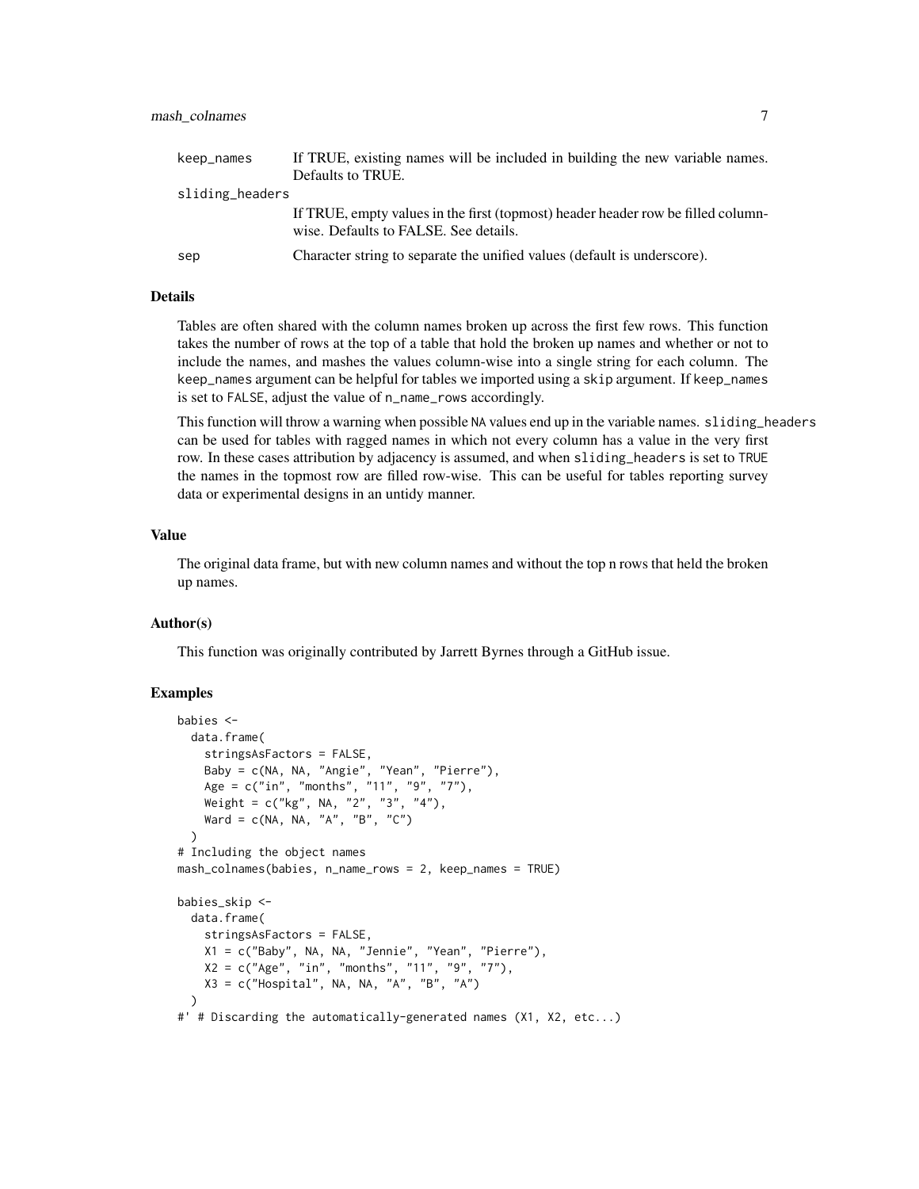| | |
|---|---|
| keep_names | If TRUE, existing names will be included in building the new variable names. Defaults to TRUE. |
| sliding_headers | If TRUE, empty values in the first (topmost) header header row be filled column-wise. Defaults to FALSE. See details. |
| sep | Character string to separate the unified values (default is underscore). |

### Details

Tables are often shared with the column names broken up across the first few rows. This function takes the number of rows at the top of a table that hold the broken up names and whether or not to include the names, and mashes the values column-wise into a single string for each column. The `keep_names` argument can be helpful for tables we imported using a `skip` argument. If `keep_names` is set to `FALSE`, adjust the value of `n_name_rows` accordingly.

This function will throw a warning when possible `NA` values end up in the variable names. `sliding_headers` can be used for tables with ragged names in which not every column has a value in the very first row. In these cases attribution by adjacency is assumed, and when `sliding_headers` is set to `TRUE` the names in the topmost row are filled row-wise. This can be useful for tables reporting survey data or experimental designs in an untidy manner.

### Value

The original data frame, but with new column names and without the top n rows that held the broken up names.

### Author(s)

This function was originally contributed by Jarrett Byrnes through a GitHub issue.

### Examples

```
babies <-
  data.frame(
    stringsAsFactors = FALSE,
    Baby = c(NA, NA, "Angie", "Yean", "Pierre"),
    Age = c("in", "months", "11", "9", "7"),
    Weight = c("kg", NA, "2", "3", "4"),
    Ward = c(NA, NA, "A", "B", "C")
  )
# Including the object names
mash_colnames(babies, n_name_rows = 2, keep_names = TRUE)

babies_skip <-
  data.frame(
    stringsAsFactors = FALSE,
    X1 = c("Baby", NA, NA, "Jennie", "Yean", "Pierre"),
    X2 = c("Age", "in", "months", "11", "9", "7"),
    X3 = c("Hospital", NA, NA, "A", "B", "A")
  )
#' # Discarding the automatically-generated names (X1, X2, etc...)
```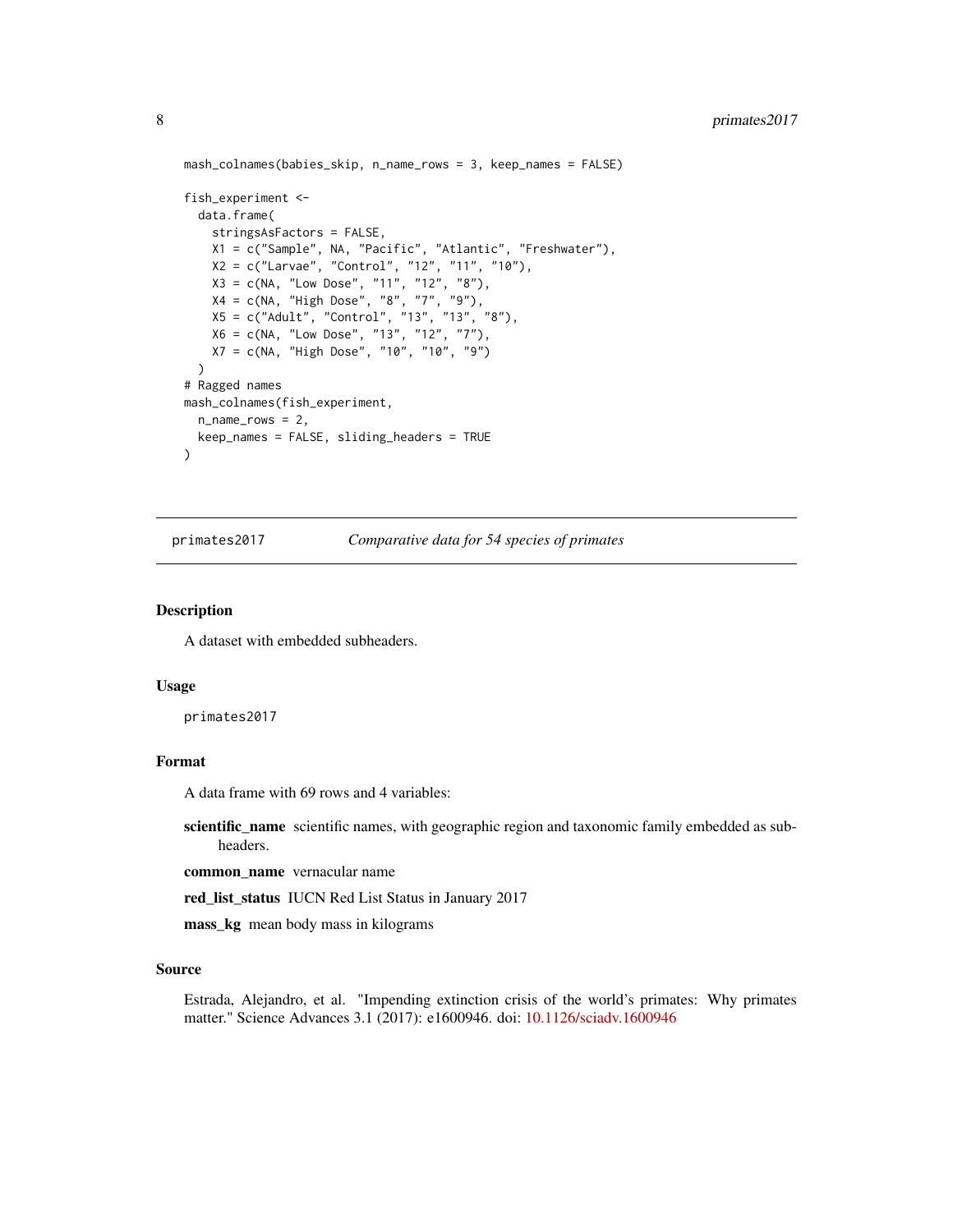```
mash_colnames(babies_skip, n_name_rows = 3, keep_names = FALSE)

fish_experiment <-
  data.frame(
    stringsAsFactors = FALSE,
    X1 = c("Sample", NA, "Pacific", "Atlantic", "Freshwater"),
    X2 = c("Larvae", "Control", "12", "11", "10"),
    X3 = c(NA, "Low Dose", "11", "12", "8"),
    X4 = c(NA, "High Dose", "8", "7", "9"),
    X5 = c("Adult", "Control", "13", "13", "8"),
    X6 = c(NA, "Low Dose", "13", "12", "7"),
    X7 = c(NA, "High Dose", "10", "10", "9")
  )
# Ragged names
mash_colnames(fish_experiment,
  n_name_rows = 2,
  keep_names = FALSE, sliding_headers = TRUE
)
```

---

## primates2017 — *Comparative data for 54 species of primates*

### Description

A dataset with embedded subheaders.

### Usage

```
primates2017
```

### Format

A data frame with 69 rows and 4 variables:

- **scientific_name** scientific names, with geographic region and taxonomic family embedded as subheaders.
- **common_name** vernacular name
- **red_list_status** IUCN Red List Status in January 2017
- **mass_kg** mean body mass in kilograms

### Source

Estrada, Alejandro, et al. "Impending extinction crisis of the world's primates: Why primates matter." Science Advances 3.1 (2017): e1600946. doi: 10.1126/sciadv.1600946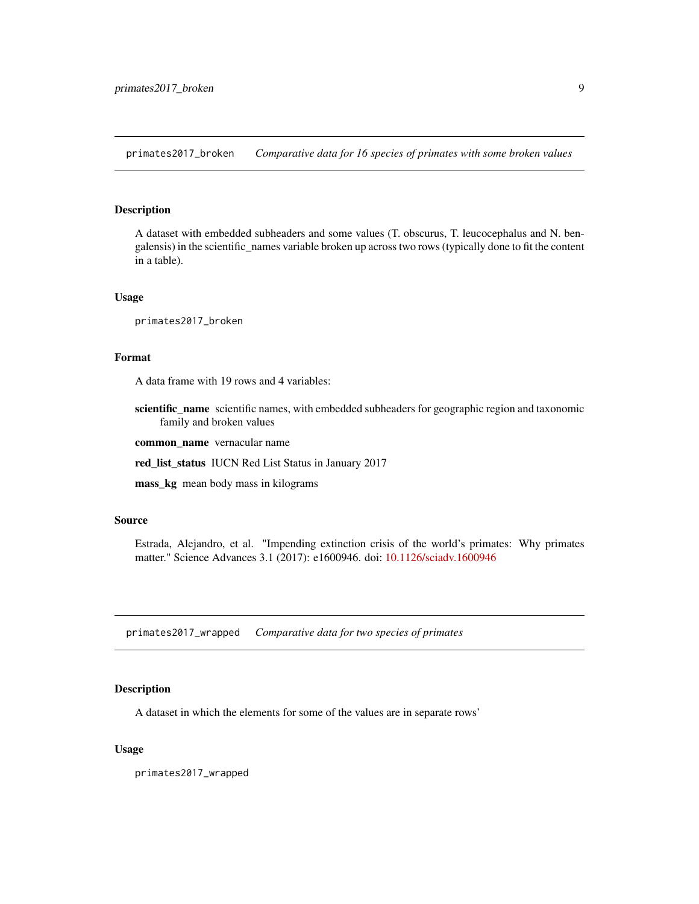## primates2017_broken — *Comparative data for 16 species of primates with some broken values*

### Description

A dataset with embedded subheaders and some values (T. obscurus, T. leucocephalus and N. bengalensis) in the scientific_names variable broken up across two rows (typically done to fit the content in a table).

### Usage

```
primates2017_broken
```

### Format

A data frame with 19 rows and 4 variables:

**scientific_name** scientific names, with embedded subheaders for geographic region and taxonomic family and broken values

**common_name** vernacular name

**red_list_status** IUCN Red List Status in January 2017

**mass_kg** mean body mass in kilograms

### Source

Estrada, Alejandro, et al. "Impending extinction crisis of the world's primates: Why primates matter." Science Advances 3.1 (2017): e1600946. doi: 10.1126/sciadv.1600946

## primates2017_wrapped — *Comparative data for two species of primates*

### Description

A dataset in which the elements for some of the values are in separate rows'

### Usage

```
primates2017_wrapped
```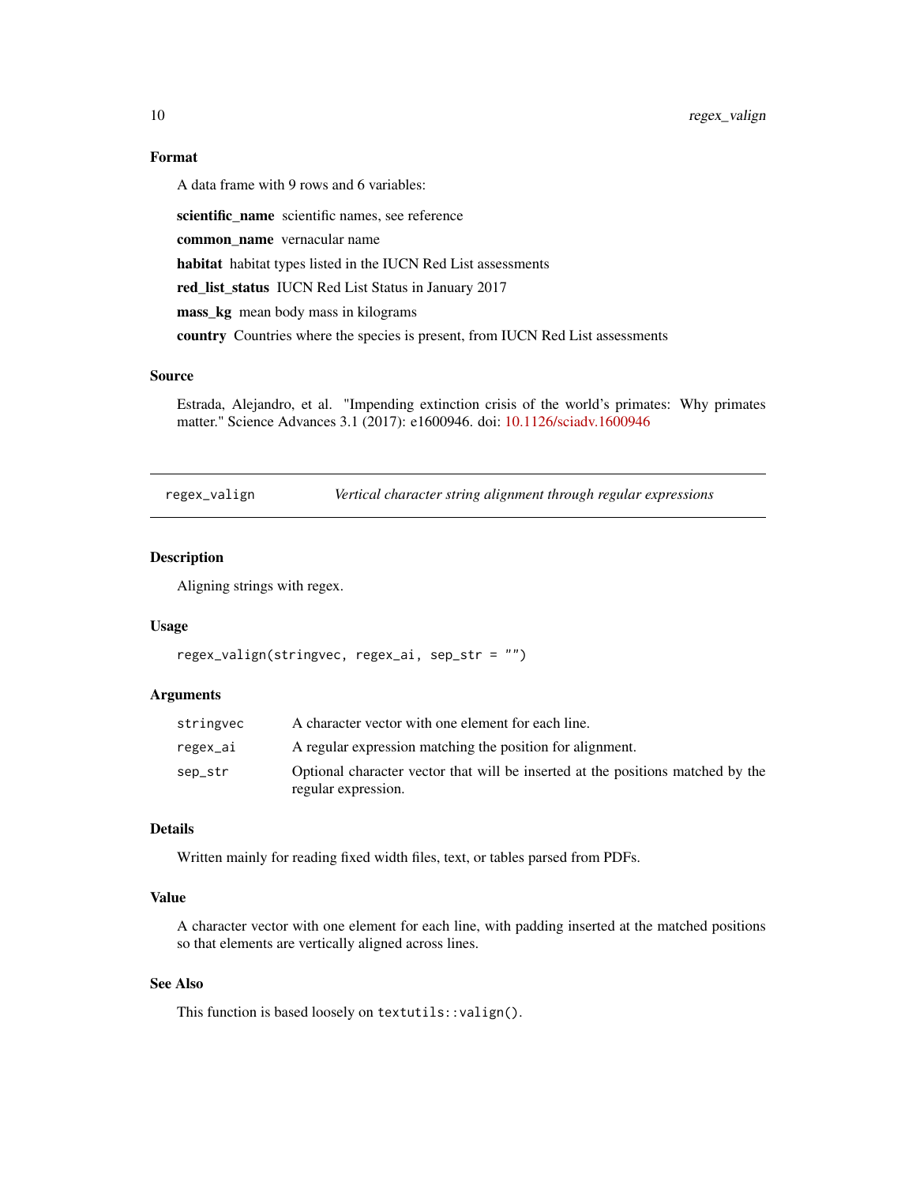### Format

A data frame with 9 rows and 6 variables:

**scientific_name** scientific names, see reference

**common_name** vernacular name

**habitat** habitat types listed in the IUCN Red List assessments

**red_list_status** IUCN Red List Status in January 2017

**mass_kg** mean body mass in kilograms

**country** Countries where the species is present, from IUCN Red List assessments

### Source

Estrada, Alejandro, et al. "Impending extinction crisis of the world's primates: Why primates matter." Science Advances 3.1 (2017): e1600946. doi: 10.1126/sciadv.1600946

---

## regex_valign — *Vertical character string alignment through regular expressions*

### Description

Aligning strings with regex.

### Usage

```
regex_valign(stringvec, regex_ai, sep_str = "")
```

### Arguments

| | |
|---|---|
| `stringvec` | A character vector with one element for each line. |
| `regex_ai` | A regular expression matching the position for alignment. |
| `sep_str` | Optional character vector that will be inserted at the positions matched by the regular expression. |

### Details

Written mainly for reading fixed width files, text, or tables parsed from PDFs.

### Value

A character vector with one element for each line, with padding inserted at the matched positions so that elements are vertically aligned across lines.

### See Also

This function is based loosely on `textutils::valign()`.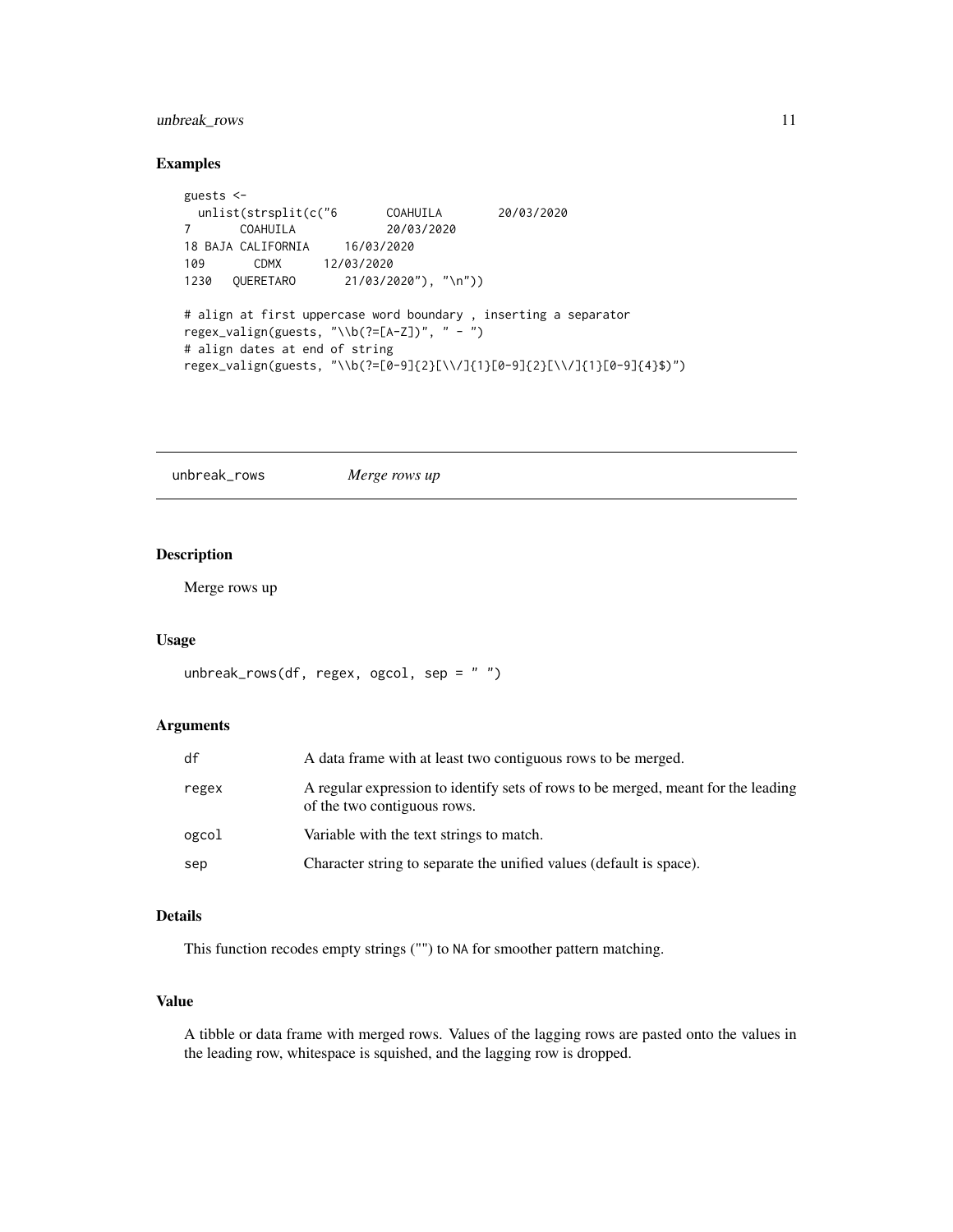## Examples

```
guests <-
  unlist(strsplit(c("6       COAHUILA        20/03/2020
7       COAHUILA             20/03/2020
18 BAJA CALIFORNIA     16/03/2020
109       CDMX      12/03/2020
1230   QUERETARO       21/03/2020"), "\n"))

# align at first uppercase word boundary , inserting a separator
regex_valign(guests, "\\b(?=[A-Z])", " - ")
# align dates at end of string
regex_valign(guests, "\\b(?=[0-9]{2}[\\/]{1}[0-9]{2}[\\/]{1}[0-9]{4}$)")
```

---

# unbreak_rows *Merge rows up*

## Description

Merge rows up

## Usage

```
unbreak_rows(df, regex, ogcol, sep = " ")
```

## Arguments

| | |
|---|---|
| df | A data frame with at least two contiguous rows to be merged. |
| regex | A regular expression to identify sets of rows to be merged, meant for the leading of the two contiguous rows. |
| ogcol | Variable with the text strings to match. |
| sep | Character string to separate the unified values (default is space). |

## Details

This function recodes empty strings ("") to NA for smoother pattern matching.

## Value

A tibble or data frame with merged rows. Values of the lagging rows are pasted onto the values in the leading row, whitespace is squished, and the lagging row is dropped.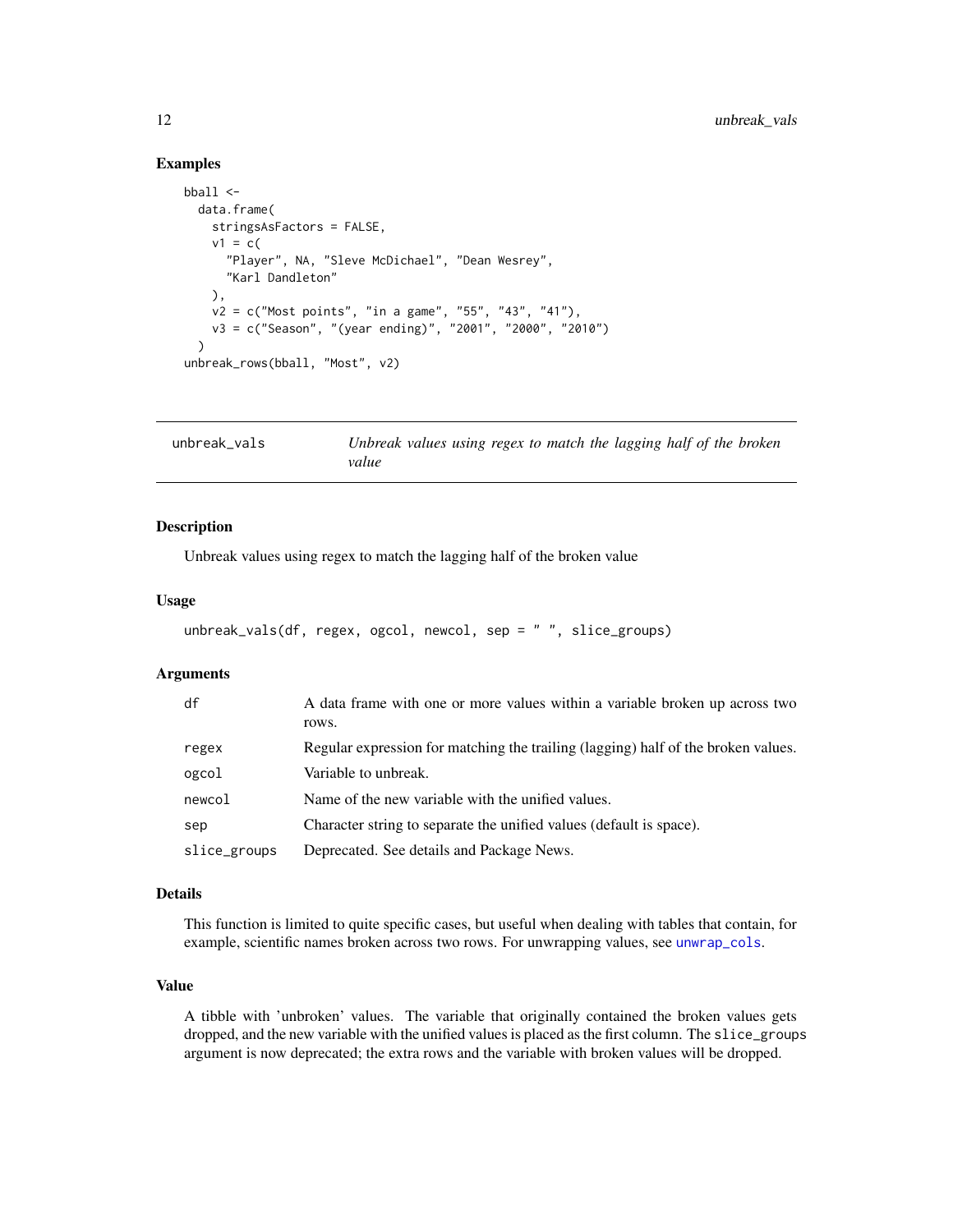### Examples

```
bball <-
  data.frame(
    stringsAsFactors = FALSE,
    v1 = c(
      "Player", NA, "Sleve McDichael", "Dean Wesrey",
      "Karl Dandleton"
    ),
    v2 = c("Most points", "in a game", "55", "43", "41"),
    v3 = c("Season", "(year ending)", "2001", "2000", "2010")
  )
unbreak_rows(bball, "Most", v2)
```

---

## unbreak_vals — *Unbreak values using regex to match the lagging half of the broken value*

### Description

Unbreak values using regex to match the lagging half of the broken value

### Usage

```
unbreak_vals(df, regex, ogcol, newcol, sep = " ", slice_groups)
```

### Arguments

| Argument | Description |
|---|---|
| df | A data frame with one or more values within a variable broken up across two rows. |
| regex | Regular expression for matching the trailing (lagging) half of the broken values. |
| ogcol | Variable to unbreak. |
| newcol | Name of the new variable with the unified values. |
| sep | Character string to separate the unified values (default is space). |
| slice_groups | Deprecated. See details and Package News. |

### Details

This function is limited to quite specific cases, but useful when dealing with tables that contain, for example, scientific names broken across two rows. For unwrapping values, see `unwrap_cols`.

### Value

A tibble with 'unbroken' values. The variable that originally contained the broken values gets dropped, and the new variable with the unified values is placed as the first column. The `slice_groups` argument is now deprecated; the extra rows and the variable with broken values will be dropped.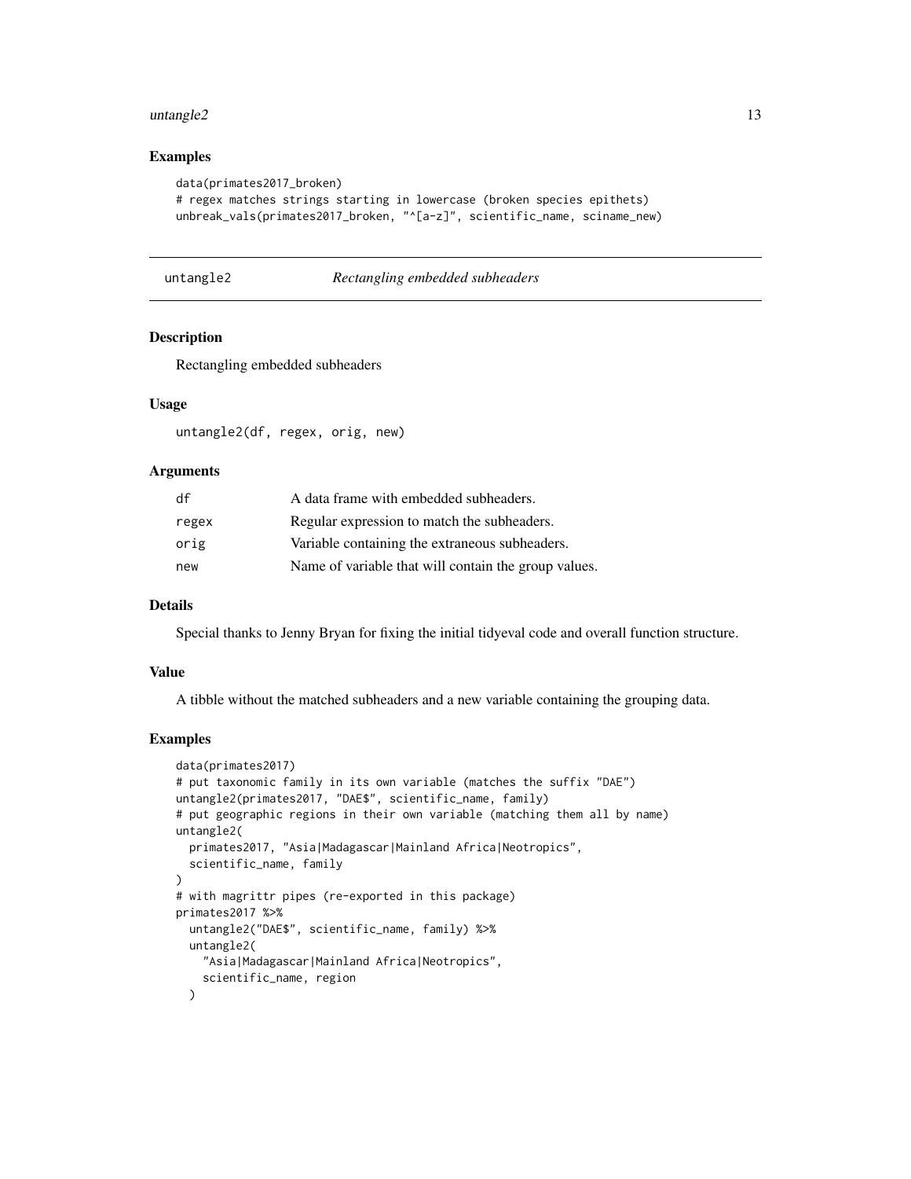## Examples

```
data(primates2017_broken)
# regex matches strings starting in lowercase (broken species epithets)
unbreak_vals(primates2017_broken, "^[a-z]", scientific_name, sciname_new)
```

---

# untangle2 — *Rectangling embedded subheaders*

## Description

Rectangling embedded subheaders

## Usage

```
untangle2(df, regex, orig, new)
```

## Arguments

| | |
|---|---|
| df | A data frame with embedded subheaders. |
| regex | Regular expression to match the subheaders. |
| orig | Variable containing the extraneous subheaders. |
| new | Name of variable that will contain the group values. |

## Details

Special thanks to Jenny Bryan for fixing the initial tidyeval code and overall function structure.

## Value

A tibble without the matched subheaders and a new variable containing the grouping data.

## Examples

```
data(primates2017)
# put taxonomic family in its own variable (matches the suffix "DAE")
untangle2(primates2017, "DAE$", scientific_name, family)
# put geographic regions in their own variable (matching them all by name)
untangle2(
  primates2017, "Asia|Madagascar|Mainland Africa|Neotropics",
  scientific_name, family
)
# with magrittr pipes (re-exported in this package)
primates2017 %>%
  untangle2("DAE$", scientific_name, family) %>%
  untangle2(
    "Asia|Madagascar|Mainland Africa|Neotropics",
    scientific_name, region
  )
```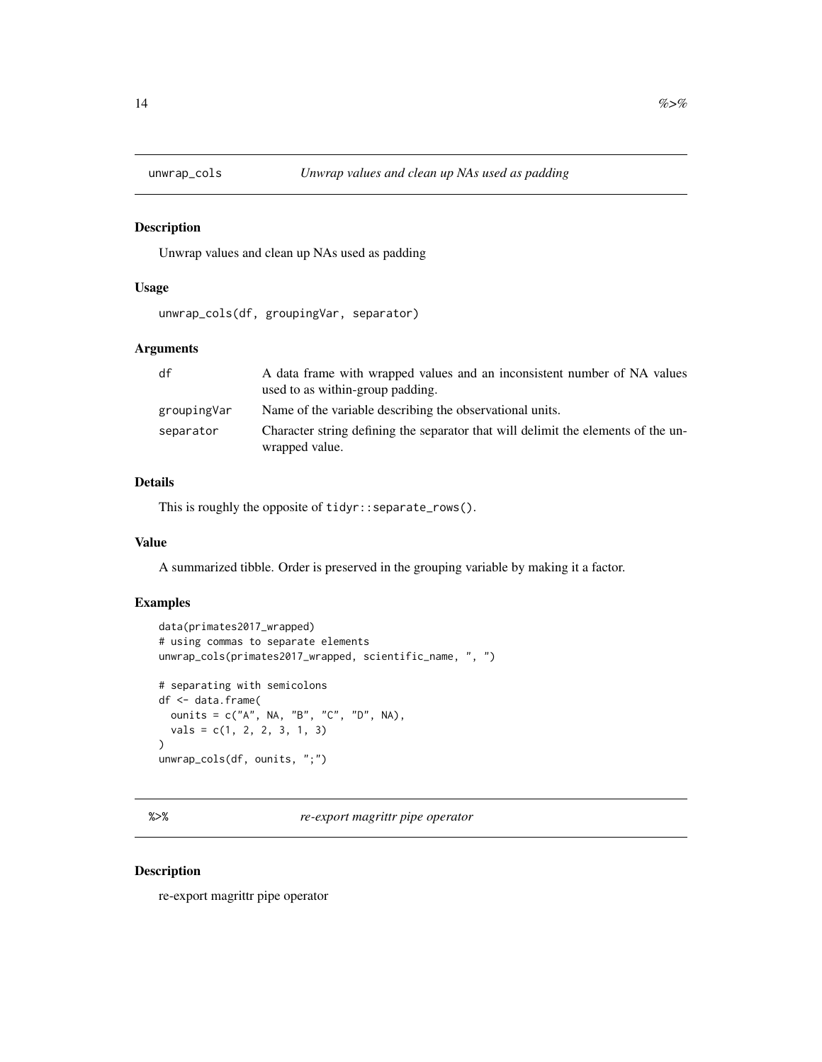## unwrap_cols *Unwrap values and clean up NAs used as padding*

### Description

Unwrap values and clean up NAs used as padding

### Usage

```
unwrap_cols(df, groupingVar, separator)
```

### Arguments

| | |
|---|---|
| df | A data frame with wrapped values and an inconsistent number of NA values used to as within-group padding. |
| groupingVar | Name of the variable describing the observational units. |
| separator | Character string defining the separator that will delimit the elements of the unwrapped value. |

### Details

This is roughly the opposite of `tidyr::separate_rows()`.

### Value

A summarized tibble. Order is preserved in the grouping variable by making it a factor.

### Examples

```
data(primates2017_wrapped)
# using commas to separate elements
unwrap_cols(primates2017_wrapped, scientific_name, ", ")

# separating with semicolons
df <- data.frame(
  ounits = c("A", NA, "B", "C", "D", NA),
  vals = c(1, 2, 2, 3, 1, 3)
)
unwrap_cols(df, ounits, ";")
```

## %>% *re-export magrittr pipe operator*

### Description

re-export magrittr pipe operator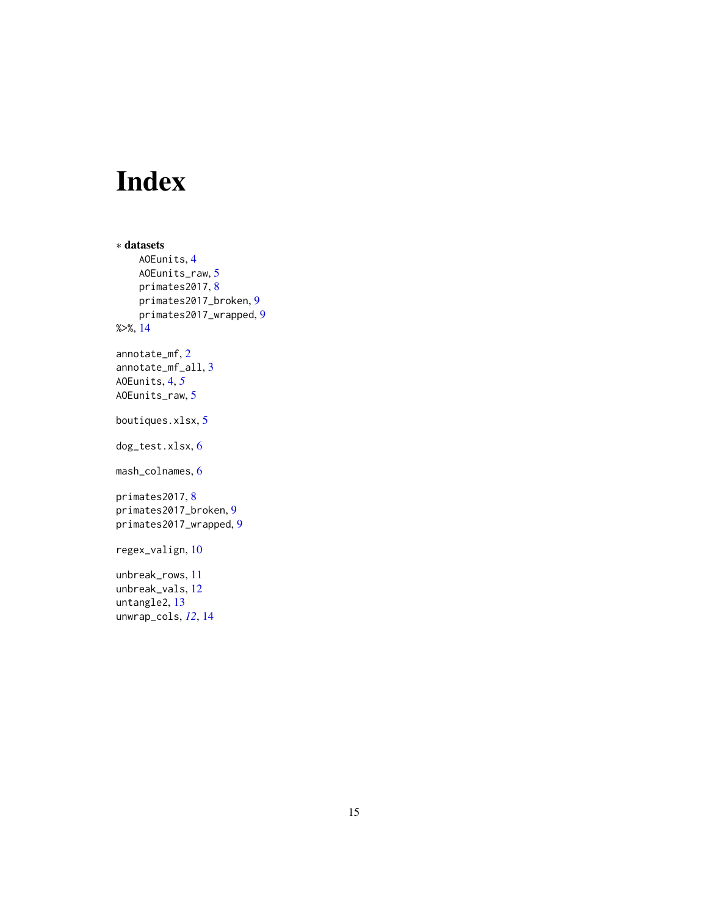# Index

∗ **datasets**

  AOEunits, 4
  AOEunits_raw, 5
  primates2017, 8
  primates2017_broken, 9
  primates2017_wrapped, 9

%>%, 14

annotate_mf, 2
annotate_mf_all, 3
AOEunits, 4, *5*
AOEunits_raw, 5

boutiques.xlsx, 5

dog_test.xlsx, 6

mash_colnames, 6

primates2017, 8
primates2017_broken, 9
primates2017_wrapped, 9

regex_valign, 10

unbreak_rows, 11
unbreak_vals, 12
untangle2, 13
unwrap_cols, *12*, 14